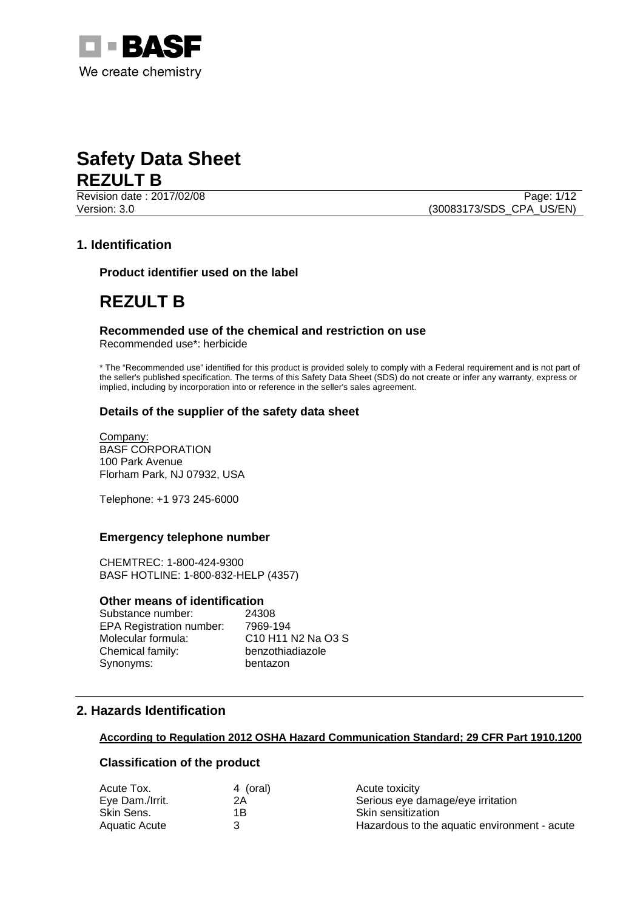BASF

We create chemistry

# Safety Data Sheet
# REZULT B

Revision date : 2017/02/08

Version: 3.0 (30083173/SDS_CPA_US/EN)

## 1. Identification

### Product identifier used on the label

# REZULT B

### Recommended use of the chemical and restriction on use

Recommended use*: herbicide

* The “Recommended use” identified for this product is provided solely to comply with a Federal requirement and is not part of the seller's published specification. The terms of this Safety Data Sheet (SDS) do not create or infer any warranty, express or implied, including by incorporation into or reference in the seller's sales agreement.

### Details of the supplier of the safety data sheet

Company:
BASF CORPORATION
100 Park Avenue
Florham Park, NJ 07932, USA

Telephone: +1 973 245-6000

### Emergency telephone number

CHEMTREC: 1-800-424-9300
BASF HOTLINE: 1-800-832-HELP (4357)

### Other means of identification

| | |
|---|---|
| Substance number: | 24308 |
| EPA Registration number: | 7969-194 |
| Molecular formula: | C10 H11 N2 Na O3 S |
| Chemical family: | benzothiadiazole |
| Synonyms: | bentazon |

## 2. Hazards Identification

**According to Regulation 2012 OSHA Hazard Communication Standard; 29 CFR Part 1910.1200**

### Classification of the product

| | | |
|---|---|---|
| Acute Tox. | 4 (oral) | Acute toxicity |
| Eye Dam./Irrit. | 2A | Serious eye damage/eye irritation |
| Skin Sens. | 1B | Skin sensitization |
| Aquatic Acute | 3 | Hazardous to the aquatic environment - acute |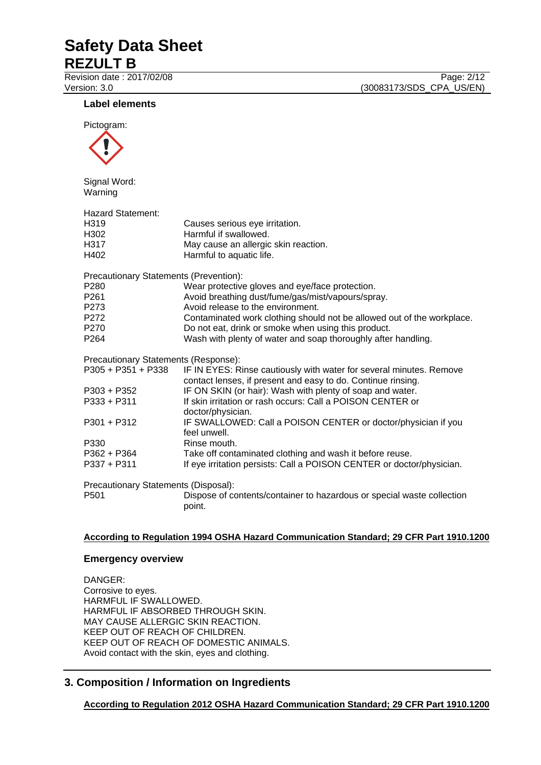### Label elements

Pictogram:

Signal Word:
Warning

Hazard Statement:

| | |
|---|---|
| H319 | Causes serious eye irritation. |
| H302 | Harmful if swallowed. |
| H317 | May cause an allergic skin reaction. |
| H402 | Harmful to aquatic life. |

Precautionary Statements (Prevention):

| | |
|---|---|
| P280 | Wear protective gloves and eye/face protection. |
| P261 | Avoid breathing dust/fume/gas/mist/vapours/spray. |
| P273 | Avoid release to the environment. |
| P272 | Contaminated work clothing should not be allowed out of the workplace. |
| P270 | Do not eat, drink or smoke when using this product. |
| P264 | Wash with plenty of water and soap thoroughly after handling. |

Precautionary Statements (Response):

| | |
|---|---|
| P305 + P351 + P338 | IF IN EYES: Rinse cautiously with water for several minutes. Remove contact lenses, if present and easy to do. Continue rinsing. |
| P303 + P352 | IF ON SKIN (or hair): Wash with plenty of soap and water. |
| P333 + P311 | If skin irritation or rash occurs: Call a POISON CENTER or doctor/physician. |
| P301 + P312 | IF SWALLOWED: Call a POISON CENTER or doctor/physician if you feel unwell. |
| P330 | Rinse mouth. |
| P362 + P364 | Take off contaminated clothing and wash it before reuse. |
| P337 + P311 | If eye irritation persists: Call a POISON CENTER or doctor/physician. |

Precautionary Statements (Disposal):

| | |
|---|---|
| P501 | Dispose of contents/container to hazardous or special waste collection point. |

**According to Regulation 1994 OSHA Hazard Communication Standard; 29 CFR Part 1910.1200**

### Emergency overview

DANGER:
Corrosive to eyes.
HARMFUL IF SWALLOWED.
HARMFUL IF ABSORBED THROUGH SKIN.
MAY CAUSE ALLERGIC SKIN REACTION.
KEEP OUT OF REACH OF CHILDREN.
KEEP OUT OF REACH OF DOMESTIC ANIMALS.
Avoid contact with the skin, eyes and clothing.

## 3. Composition / Information on Ingredients

**According to Regulation 2012 OSHA Hazard Communication Standard; 29 CFR Part 1910.1200**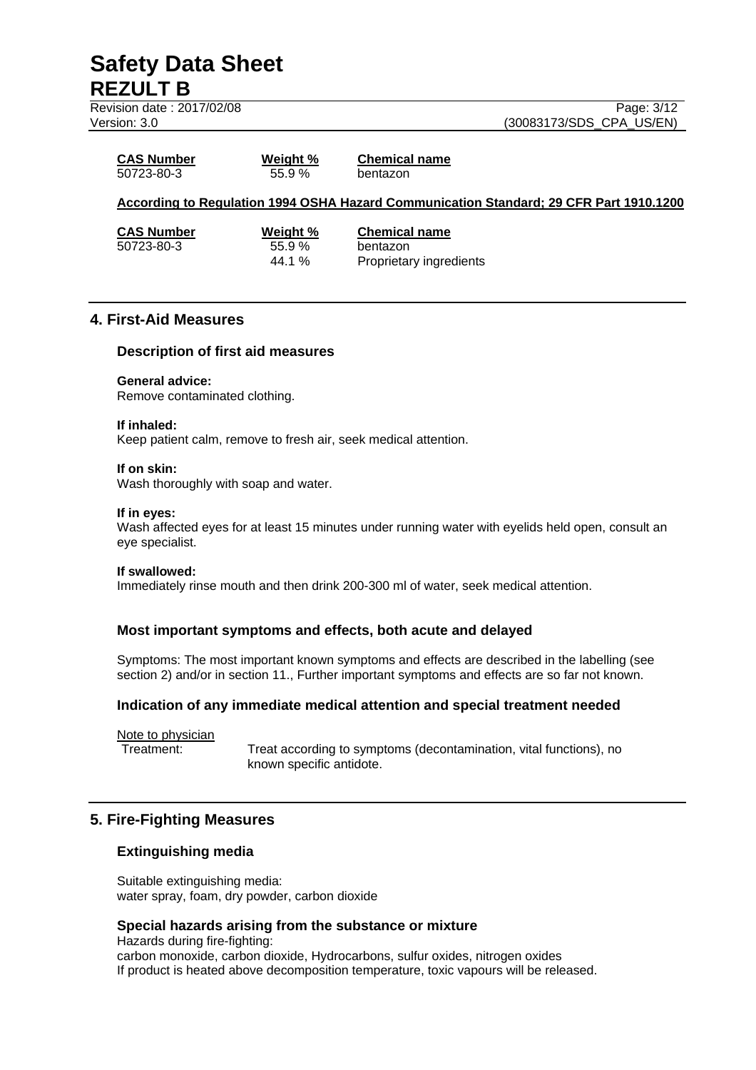| CAS Number | Weight % | Chemical name |
|---|---|---|
| 50723-80-3 | 55.9 % | bentazon |

**According to Regulation 1994 OSHA Hazard Communication Standard; 29 CFR Part 1910.1200**

| CAS Number | Weight % | Chemical name |
|---|---|---|
| 50723-80-3 | 55.9 % | bentazon |
| | 44.1 % | Proprietary ingredients |

## 4. First-Aid Measures

### Description of first aid measures

**General advice:**
Remove contaminated clothing.

**If inhaled:**
Keep patient calm, remove to fresh air, seek medical attention.

**If on skin:**
Wash thoroughly with soap and water.

**If in eyes:**
Wash affected eyes for at least 15 minutes under running water with eyelids held open, consult an eye specialist.

**If swallowed:**
Immediately rinse mouth and then drink 200-300 ml of water, seek medical attention.

### Most important symptoms and effects, both acute and delayed

Symptoms: The most important known symptoms and effects are described in the labelling (see section 2) and/or in section 11., Further important symptoms and effects are so far not known.

### Indication of any immediate medical attention and special treatment needed

Note to physician

Treatment: Treat according to symptoms (decontamination, vital functions), no known specific antidote.

## 5. Fire-Fighting Measures

### Extinguishing media

Suitable extinguishing media:
water spray, foam, dry powder, carbon dioxide

### Special hazards arising from the substance or mixture

Hazards during fire-fighting:
carbon monoxide, carbon dioxide, Hydrocarbons, sulfur oxides, nitrogen oxides
If product is heated above decomposition temperature, toxic vapours will be released.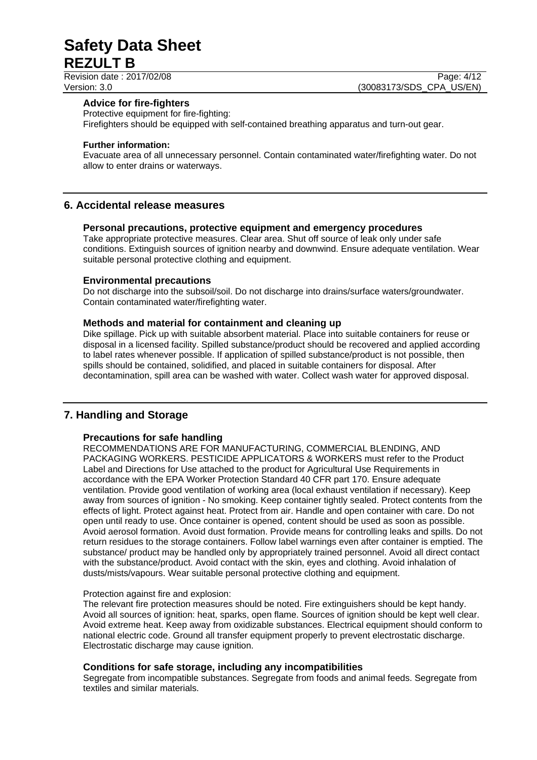### Advice for fire-fighters

Protective equipment for fire-fighting:
Firefighters should be equipped with self-contained breathing apparatus and turn-out gear.

**Further information:**
Evacuate area of all unnecessary personnel. Contain contaminated water/firefighting water. Do not allow to enter drains or waterways.

## 6. Accidental release measures

### Personal precautions, protective equipment and emergency procedures

Take appropriate protective measures. Clear area. Shut off source of leak only under safe conditions. Extinguish sources of ignition nearby and downwind. Ensure adequate ventilation. Wear suitable personal protective clothing and equipment.

### Environmental precautions

Do not discharge into the subsoil/soil. Do not discharge into drains/surface waters/groundwater. Contain contaminated water/firefighting water.

### Methods and material for containment and cleaning up

Dike spillage. Pick up with suitable absorbent material. Place into suitable containers for reuse or disposal in a licensed facility. Spilled substance/product should be recovered and applied according to label rates whenever possible. If application of spilled substance/product is not possible, then spills should be contained, solidified, and placed in suitable containers for disposal. After decontamination, spill area can be washed with water. Collect wash water for approved disposal.

## 7. Handling and Storage

### Precautions for safe handling

RECOMMENDATIONS ARE FOR MANUFACTURING, COMMERCIAL BLENDING, AND PACKAGING WORKERS. PESTICIDE APPLICATORS & WORKERS must refer to the Product Label and Directions for Use attached to the product for Agricultural Use Requirements in accordance with the EPA Worker Protection Standard 40 CFR part 170. Ensure adequate ventilation. Provide good ventilation of working area (local exhaust ventilation if necessary). Keep away from sources of ignition - No smoking. Keep container tightly sealed. Protect contents from the effects of light. Protect against heat. Protect from air. Handle and open container with care. Do not open until ready to use. Once container is opened, content should be used as soon as possible. Avoid aerosol formation. Avoid dust formation. Provide means for controlling leaks and spills. Do not return residues to the storage containers. Follow label warnings even after container is emptied. The substance/ product may be handled only by appropriately trained personnel. Avoid all direct contact with the substance/product. Avoid contact with the skin, eyes and clothing. Avoid inhalation of dusts/mists/vapours. Wear suitable personal protective clothing and equipment.

Protection against fire and explosion:
The relevant fire protection measures should be noted. Fire extinguishers should be kept handy. Avoid all sources of ignition: heat, sparks, open flame. Sources of ignition should be kept well clear. Avoid extreme heat. Keep away from oxidizable substances. Electrical equipment should conform to national electric code. Ground all transfer equipment properly to prevent electrostatic discharge. Electrostatic discharge may cause ignition.

### Conditions for safe storage, including any incompatibilities

Segregate from incompatible substances. Segregate from foods and animal feeds. Segregate from textiles and similar materials.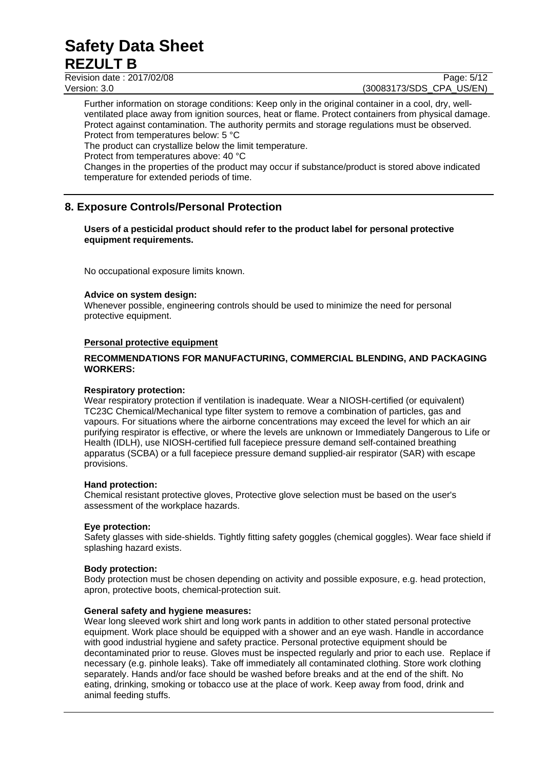Further information on storage conditions: Keep only in the original container in a cool, dry, well-ventilated place away from ignition sources, heat or flame. Protect containers from physical damage. Protect against contamination. The authority permits and storage regulations must be observed.
Protect from temperatures below: 5 °C
The product can crystallize below the limit temperature.
Protect from temperatures above: 40 °C
Changes in the properties of the product may occur if substance/product is stored above indicated temperature for extended periods of time.

## 8. Exposure Controls/Personal Protection

**Users of a pesticidal product should refer to the product label for personal protective equipment requirements.**

No occupational exposure limits known.

**Advice on system design:**
Whenever possible, engineering controls should be used to minimize the need for personal protective equipment.

**Personal protective equipment**

**RECOMMENDATIONS FOR MANUFACTURING, COMMERCIAL BLENDING, AND PACKAGING WORKERS:**

**Respiratory protection:**
Wear respiratory protection if ventilation is inadequate. Wear a NIOSH-certified (or equivalent) TC23C Chemical/Mechanical type filter system to remove a combination of particles, gas and vapours. For situations where the airborne concentrations may exceed the level for which an air purifying respirator is effective, or where the levels are unknown or Immediately Dangerous to Life or Health (IDLH), use NIOSH-certified full facepiece pressure demand self-contained breathing apparatus (SCBA) or a full facepiece pressure demand supplied-air respirator (SAR) with escape provisions.

**Hand protection:**
Chemical resistant protective gloves, Protective glove selection must be based on the user's assessment of the workplace hazards.

**Eye protection:**
Safety glasses with side-shields. Tightly fitting safety goggles (chemical goggles). Wear face shield if splashing hazard exists.

**Body protection:**
Body protection must be chosen depending on activity and possible exposure, e.g. head protection, apron, protective boots, chemical-protection suit.

**General safety and hygiene measures:**
Wear long sleeved work shirt and long work pants in addition to other stated personal protective equipment. Work place should be equipped with a shower and an eye wash. Handle in accordance with good industrial hygiene and safety practice. Personal protective equipment should be decontaminated prior to reuse. Gloves must be inspected regularly and prior to each use. Replace if necessary (e.g. pinhole leaks). Take off immediately all contaminated clothing. Store work clothing separately. Hands and/or face should be washed before breaks and at the end of the shift. No eating, drinking, smoking or tobacco use at the place of work. Keep away from food, drink and animal feeding stuffs.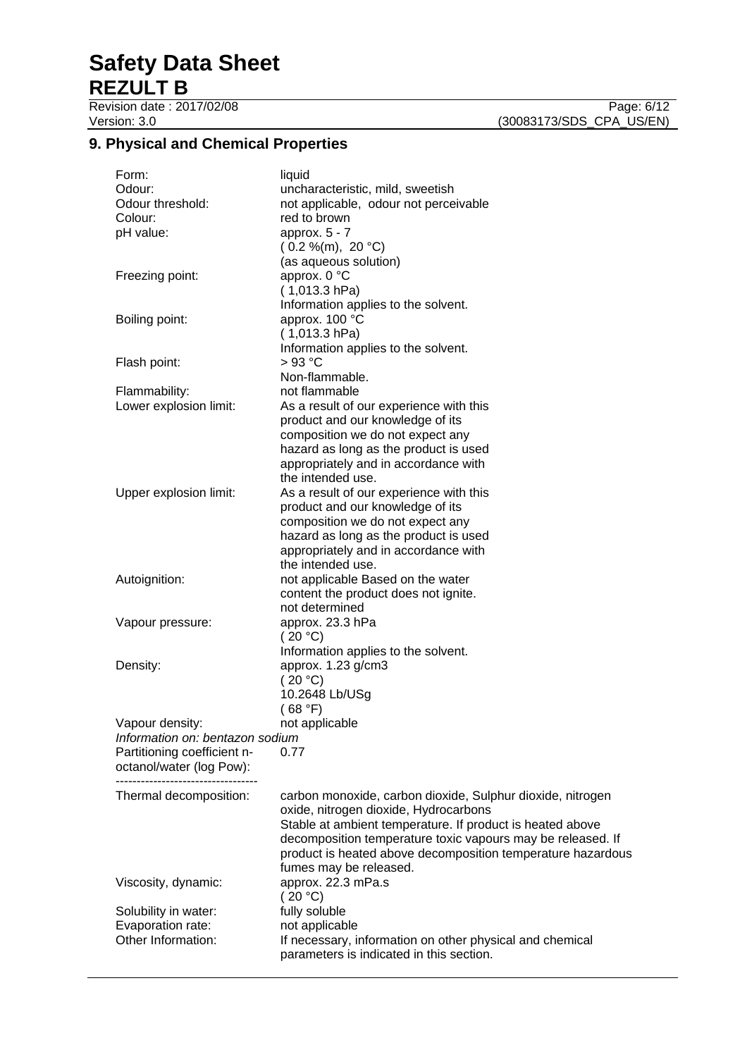## 9. Physical and Chemical Properties

| | |
|---|---|
| Form: | liquid |
| Odour: | uncharacteristic, mild, sweetish |
| Odour threshold: | not applicable, odour not perceivable |
| Colour: | red to brown |
| pH value: | approx. 5 - 7<br>( 0.2 %(m), 20 °C)<br>(as aqueous solution) |
| Freezing point: | approx. 0 °C<br>( 1,013.3 hPa)<br>Information applies to the solvent. |
| Boiling point: | approx. 100 °C<br>( 1,013.3 hPa)<br>Information applies to the solvent. |
| Flash point: | > 93 °C<br>Non-flammable. |
| Flammability: | not flammable |
| Lower explosion limit: | As a result of our experience with this product and our knowledge of its composition we do not expect any hazard as long as the product is used appropriately and in accordance with the intended use. |
| Upper explosion limit: | As a result of our experience with this product and our knowledge of its composition we do not expect any hazard as long as the product is used appropriately and in accordance with the intended use. |
| Autoignition: | not applicable Based on the water content the product does not ignite.<br>not determined |
| Vapour pressure: | approx. 23.3 hPa<br>( 20 °C)<br>Information applies to the solvent. |
| Density: | approx. 1.23 g/cm3<br>( 20 °C)<br>10.2648 Lb/USg<br>( 68 °F) |
| Vapour density: | not applicable |

*Information on: bentazon sodium*

| | |
|---|---|
| Partitioning coefficient n-octanol/water (log Pow): | 0.77 |

----------------------------------

| | |
|---|---|
| Thermal decomposition: | carbon monoxide, carbon dioxide, Sulphur dioxide, nitrogen oxide, nitrogen dioxide, Hydrocarbons<br>Stable at ambient temperature. If product is heated above decomposition temperature toxic vapours may be released. If product is heated above decomposition temperature hazardous fumes may be released. |
| Viscosity, dynamic: | approx. 22.3 mPa.s<br>( 20 °C) |
| Solubility in water: | fully soluble |
| Evaporation rate: | not applicable |
| Other Information: | If necessary, information on other physical and chemical parameters is indicated in this section. |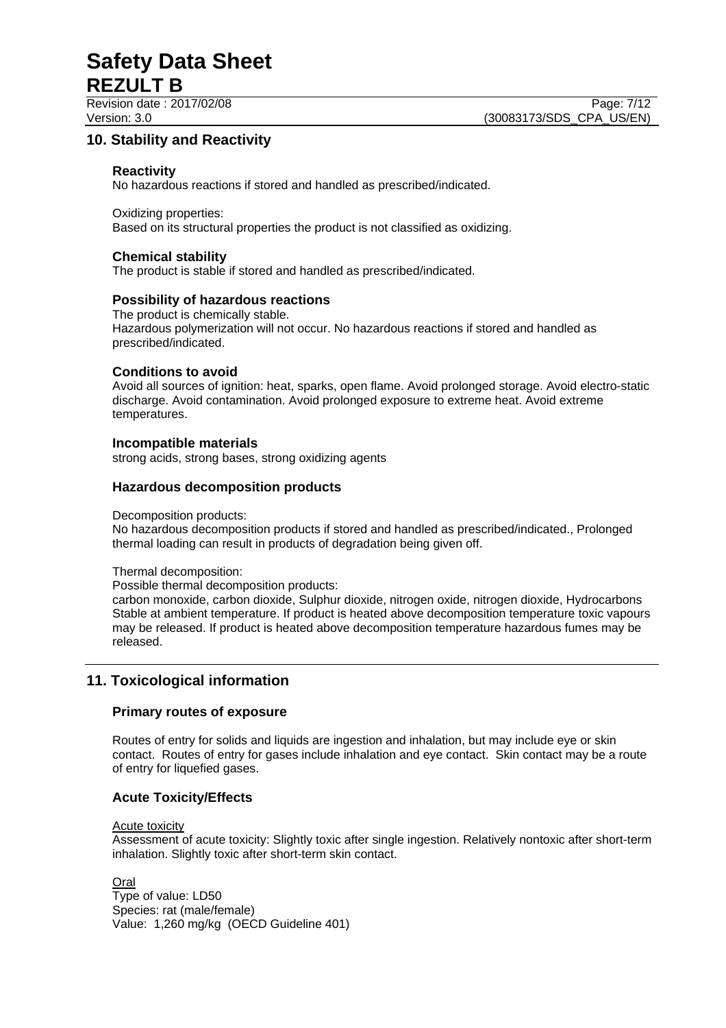## 10. Stability and Reactivity

### Reactivity

No hazardous reactions if stored and handled as prescribed/indicated.

Oxidizing properties:
Based on its structural properties the product is not classified as oxidizing.

### Chemical stability

The product is stable if stored and handled as prescribed/indicated.

### Possibility of hazardous reactions

The product is chemically stable.
Hazardous polymerization will not occur. No hazardous reactions if stored and handled as prescribed/indicated.

### Conditions to avoid

Avoid all sources of ignition: heat, sparks, open flame. Avoid prolonged storage. Avoid electro-static discharge. Avoid contamination. Avoid prolonged exposure to extreme heat. Avoid extreme temperatures.

### Incompatible materials

strong acids, strong bases, strong oxidizing agents

### Hazardous decomposition products

Decomposition products:
No hazardous decomposition products if stored and handled as prescribed/indicated., Prolonged thermal loading can result in products of degradation being given off.

Thermal decomposition:
Possible thermal decomposition products:
carbon monoxide, carbon dioxide, Sulphur dioxide, nitrogen oxide, nitrogen dioxide, Hydrocarbons
Stable at ambient temperature. If product is heated above decomposition temperature toxic vapours may be released. If product is heated above decomposition temperature hazardous fumes may be released.

## 11. Toxicological information

### Primary routes of exposure

Routes of entry for solids and liquids are ingestion and inhalation, but may include eye or skin contact. Routes of entry for gases include inhalation and eye contact. Skin contact may be a route of entry for liquefied gases.

### Acute Toxicity/Effects

Acute toxicity
Assessment of acute toxicity: Slightly toxic after single ingestion. Relatively nontoxic after short-term inhalation. Slightly toxic after short-term skin contact.

Oral
Type of value: LD50
Species: rat (male/female)
Value: 1,260 mg/kg (OECD Guideline 401)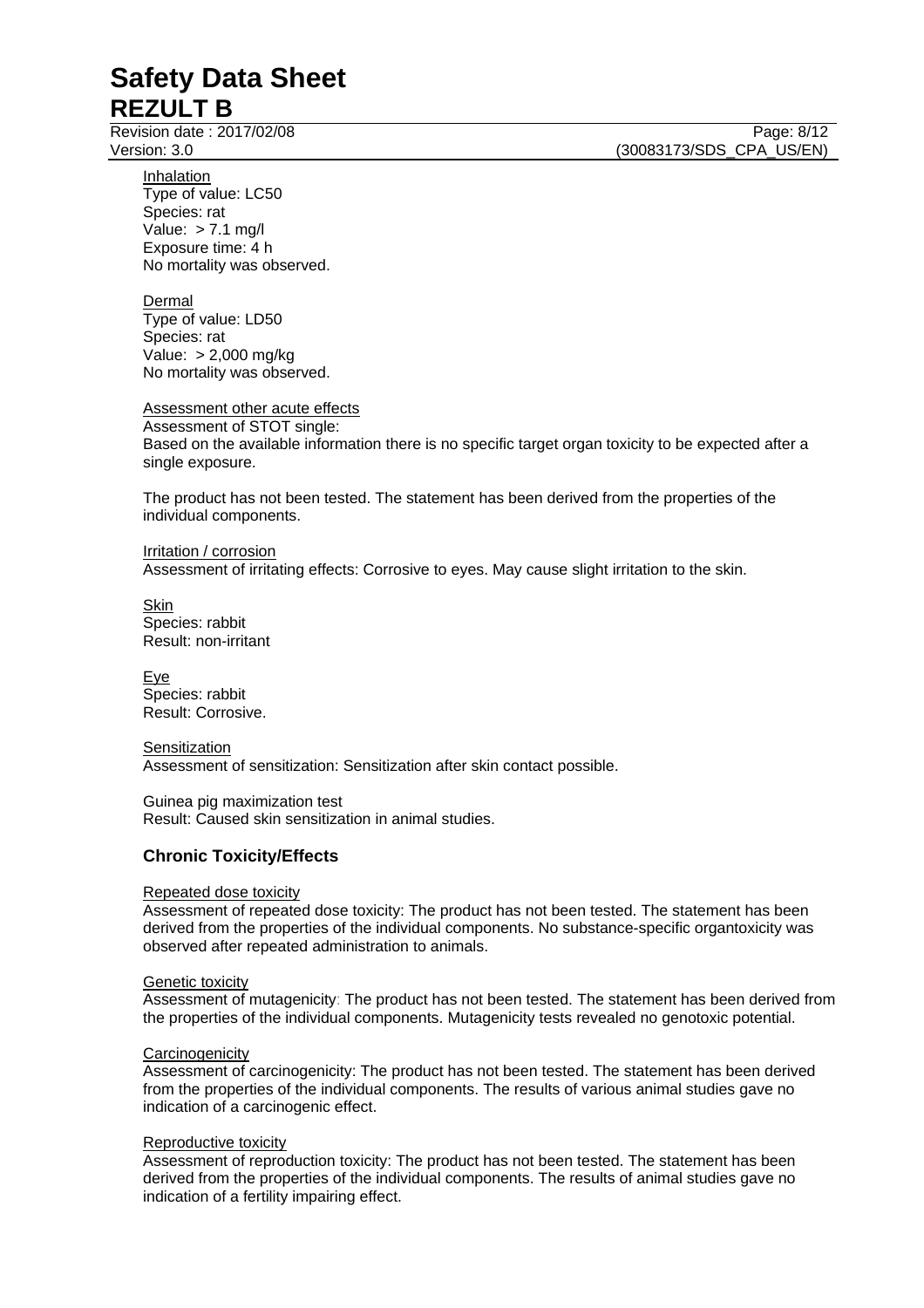Inhalation
Type of value: LC50
Species: rat
Value: > 7.1 mg/l
Exposure time: 4 h
No mortality was observed.

Dermal
Type of value: LD50
Species: rat
Value: > 2,000 mg/kg
No mortality was observed.

Assessment other acute effects
Assessment of STOT single:
Based on the available information there is no specific target organ toxicity to be expected after a single exposure.

The product has not been tested. The statement has been derived from the properties of the individual components.

Irritation / corrosion
Assessment of irritating effects: Corrosive to eyes. May cause slight irritation to the skin.

Skin
Species: rabbit
Result: non-irritant

Eye
Species: rabbit
Result: Corrosive.

Sensitization
Assessment of sensitization: Sensitization after skin contact possible.

Guinea pig maximization test
Result: Caused skin sensitization in animal studies.

## Chronic Toxicity/Effects

Repeated dose toxicity
Assessment of repeated dose toxicity: The product has not been tested. The statement has been derived from the properties of the individual components. No substance-specific organtoxicity was observed after repeated administration to animals.

Genetic toxicity
Assessment of mutagenicity: The product has not been tested. The statement has been derived from the properties of the individual components. Mutagenicity tests revealed no genotoxic potential.

Carcinogenicity
Assessment of carcinogenicity: The product has not been tested. The statement has been derived from the properties of the individual components. The results of various animal studies gave no indication of a carcinogenic effect.

Reproductive toxicity
Assessment of reproduction toxicity: The product has not been tested. The statement has been derived from the properties of the individual components. The results of animal studies gave no indication of a fertility impairing effect.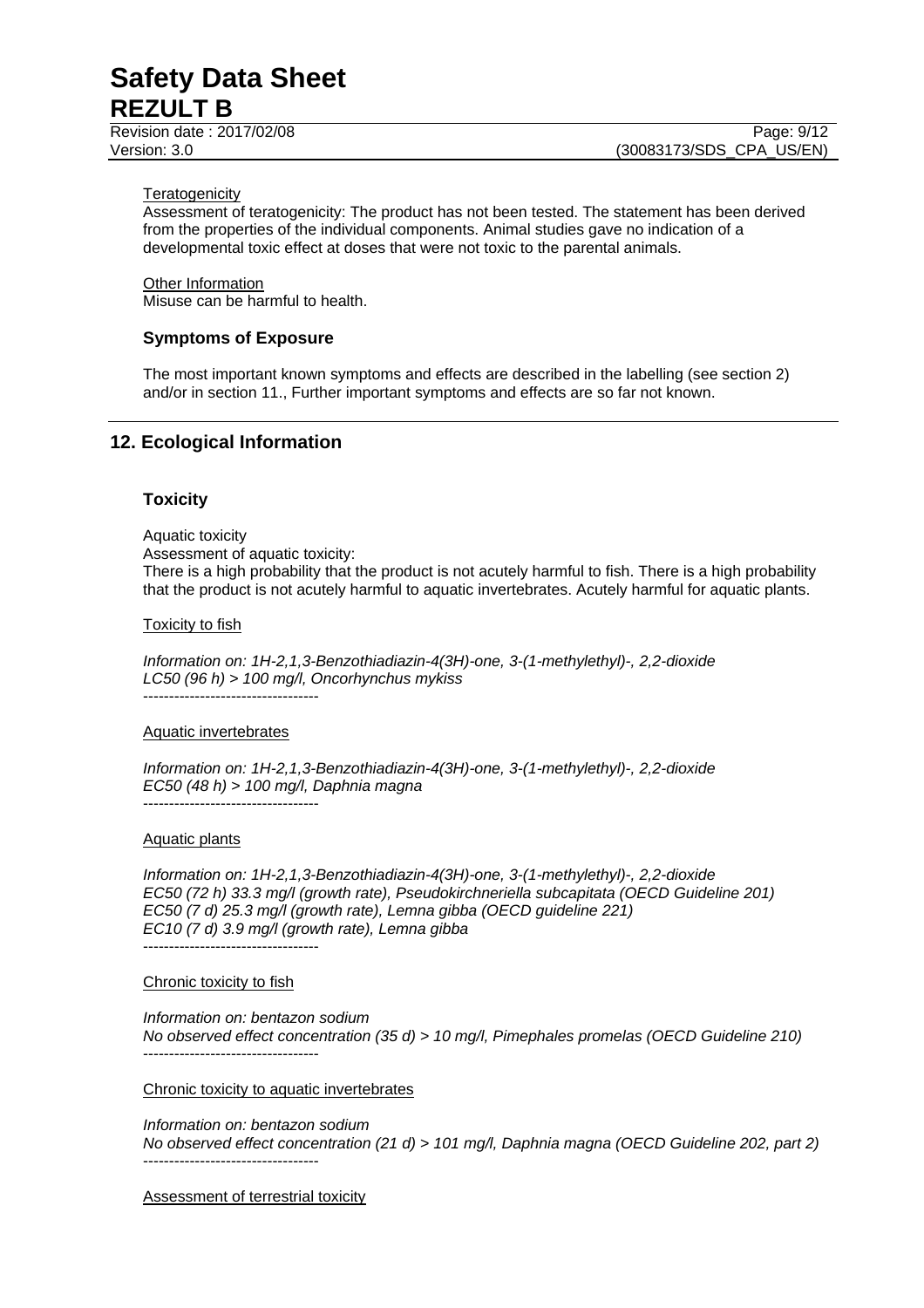Teratogenicity

Assessment of teratogenicity: The product has not been tested. The statement has been derived from the properties of the individual components. Animal studies gave no indication of a developmental toxic effect at doses that were not toxic to the parental animals.

Other Information

Misuse can be harmful to health.

### Symptoms of Exposure

The most important known symptoms and effects are described in the labelling (see section 2) and/or in section 11., Further important symptoms and effects are so far not known.

## 12. Ecological Information

### Toxicity

Aquatic toxicity

Assessment of aquatic toxicity:

There is a high probability that the product is not acutely harmful to fish. There is a high probability that the product is not acutely harmful to aquatic invertebrates. Acutely harmful for aquatic plants.

Toxicity to fish

*Information on: 1H-2,1,3-Benzothiadiazin-4(3H)-one, 3-(1-methylethyl)-, 2,2-dioxide*
*LC50 (96 h) > 100 mg/l, Oncorhynchus mykiss*

----------------------------------

Aquatic invertebrates

*Information on: 1H-2,1,3-Benzothiadiazin-4(3H)-one, 3-(1-methylethyl)-, 2,2-dioxide*
*EC50 (48 h) > 100 mg/l, Daphnia magna*

----------------------------------

Aquatic plants

*Information on: 1H-2,1,3-Benzothiadiazin-4(3H)-one, 3-(1-methylethyl)-, 2,2-dioxide*
*EC50 (72 h) 33.3 mg/l (growth rate), Pseudokirchneriella subcapitata (OECD Guideline 201)*
*EC50 (7 d) 25.3 mg/l (growth rate), Lemna gibba (OECD guideline 221)*
*EC10 (7 d) 3.9 mg/l (growth rate), Lemna gibba*

----------------------------------

Chronic toxicity to fish

*Information on: bentazon sodium*
*No observed effect concentration (35 d) > 10 mg/l, Pimephales promelas (OECD Guideline 210)*

----------------------------------

Chronic toxicity to aquatic invertebrates

*Information on: bentazon sodium*
*No observed effect concentration (21 d) > 101 mg/l, Daphnia magna (OECD Guideline 202, part 2)*

----------------------------------

Assessment of terrestrial toxicity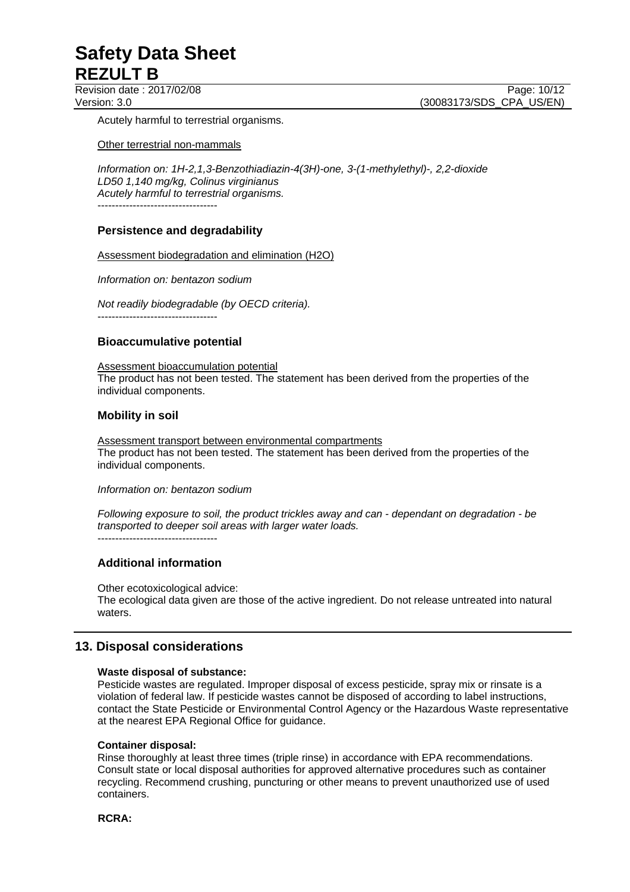Acutely harmful to terrestrial organisms.

Other terrestrial non-mammals

*Information on: 1H-2,1,3-Benzothiadiazin-4(3H)-one, 3-(1-methylethyl)-, 2,2-dioxide*
*LD50 1,140 mg/kg, Colinus virginianus*
*Acutely harmful to terrestrial organisms.*
----------------------------------

### Persistence and degradability

Assessment biodegradation and elimination (H2O)

*Information on: bentazon sodium*

*Not readily biodegradable (by OECD criteria).*
----------------------------------

### Bioaccumulative potential

Assessment bioaccumulation potential
The product has not been tested. The statement has been derived from the properties of the individual components.

### Mobility in soil

Assessment transport between environmental compartments
The product has not been tested. The statement has been derived from the properties of the individual components.

*Information on: bentazon sodium*

*Following exposure to soil, the product trickles away and can - dependant on degradation - be transported to deeper soil areas with larger water loads.*
----------------------------------

### Additional information

Other ecotoxicological advice:
The ecological data given are those of the active ingredient. Do not release untreated into natural waters.

## 13. Disposal considerations

**Waste disposal of substance:**
Pesticide wastes are regulated. Improper disposal of excess pesticide, spray mix or rinsate is a violation of federal law. If pesticide wastes cannot be disposed of according to label instructions, contact the State Pesticide or Environmental Control Agency or the Hazardous Waste representative at the nearest EPA Regional Office for guidance.

**Container disposal:**
Rinse thoroughly at least three times (triple rinse) in accordance with EPA recommendations. Consult state or local disposal authorities for approved alternative procedures such as container recycling. Recommend crushing, puncturing or other means to prevent unauthorized use of used containers.

**RCRA:**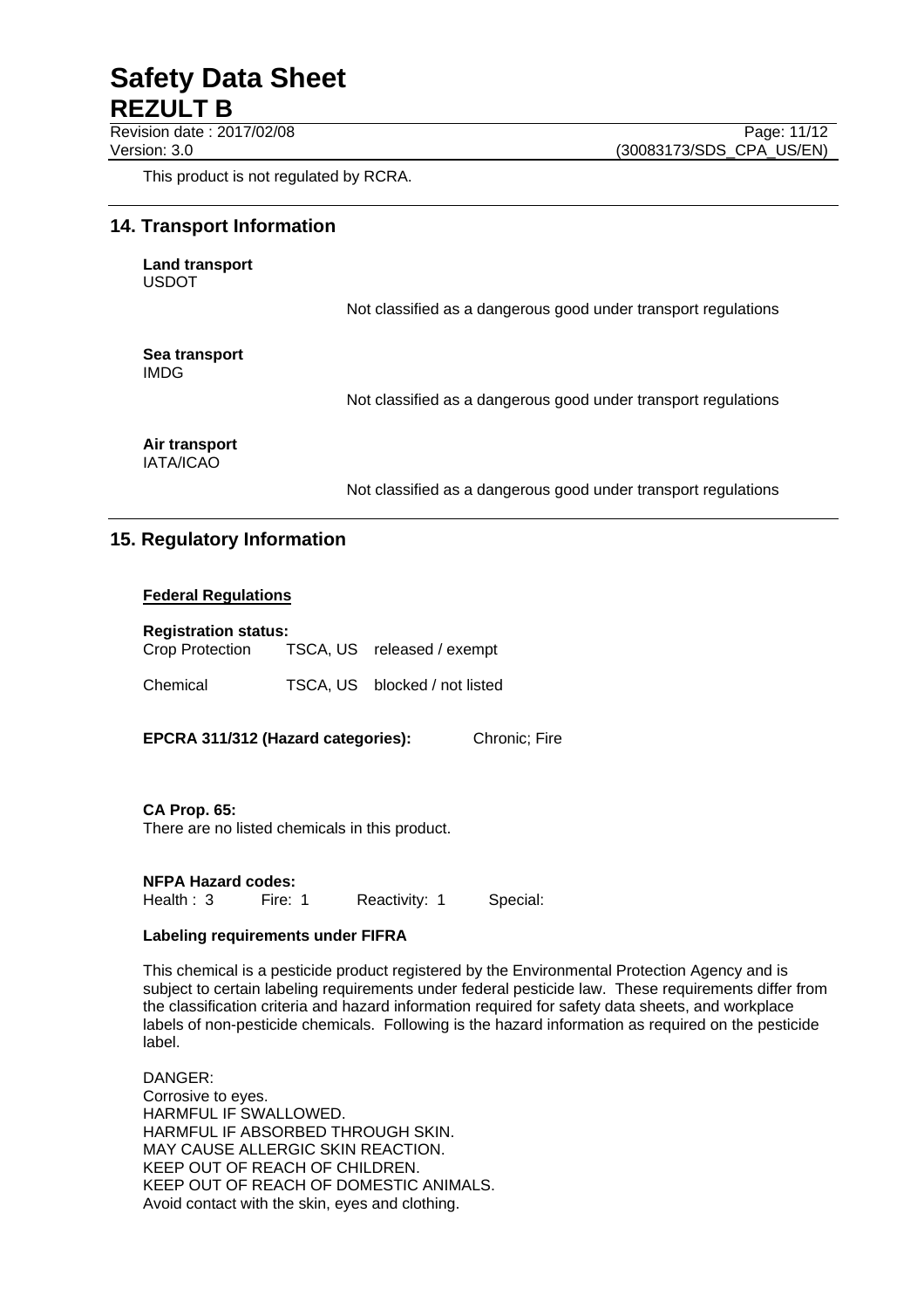This product is not regulated by RCRA.

## 14. Transport Information

**Land transport**
USDOT

Not classified as a dangerous good under transport regulations

**Sea transport**
IMDG

Not classified as a dangerous good under transport regulations

**Air transport**
IATA/ICAO

Not classified as a dangerous good under transport regulations

## 15. Regulatory Information

**Federal Regulations**

**Registration status:**

| | | |
|---|---|---|
| Crop Protection | TSCA, US | released / exempt |
| Chemical | TSCA, US | blocked / not listed |

**EPCRA 311/312 (Hazard categories):** Chronic; Fire

**CA Prop. 65:**
There are no listed chemicals in this product.

**NFPA Hazard codes:**
Health : 3 Fire: 1 Reactivity: 1 Special:

**Labeling requirements under FIFRA**

This chemical is a pesticide product registered by the Environmental Protection Agency and is subject to certain labeling requirements under federal pesticide law. These requirements differ from the classification criteria and hazard information required for safety data sheets, and workplace labels of non-pesticide chemicals. Following is the hazard information as required on the pesticide label.

DANGER:
Corrosive to eyes.
HARMFUL IF SWALLOWED.
HARMFUL IF ABSORBED THROUGH SKIN.
MAY CAUSE ALLERGIC SKIN REACTION.
KEEP OUT OF REACH OF CHILDREN.
KEEP OUT OF REACH OF DOMESTIC ANIMALS.
Avoid contact with the skin, eyes and clothing.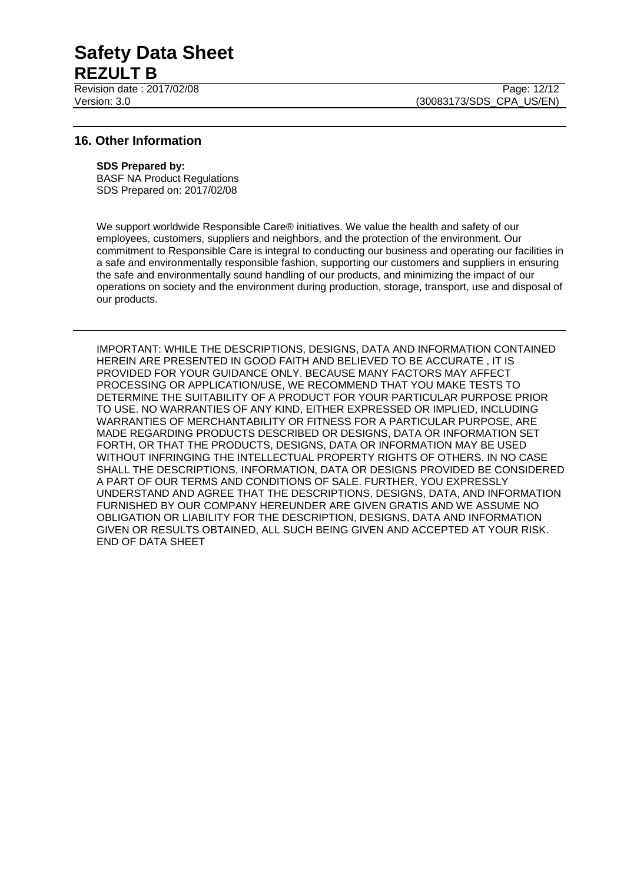## 16. Other Information

**SDS Prepared by:**
BASF NA Product Regulations
SDS Prepared on: 2017/02/08

We support worldwide Responsible Care® initiatives. We value the health and safety of our employees, customers, suppliers and neighbors, and the protection of the environment. Our commitment to Responsible Care is integral to conducting our business and operating our facilities in a safe and environmentally responsible fashion, supporting our customers and suppliers in ensuring the safe and environmentally sound handling of our products, and minimizing the impact of our operations on society and the environment during production, storage, transport, use and disposal of our products.

---

IMPORTANT: WHILE THE DESCRIPTIONS, DESIGNS, DATA AND INFORMATION CONTAINED HEREIN ARE PRESENTED IN GOOD FAITH AND BELIEVED TO BE ACCURATE , IT IS PROVIDED FOR YOUR GUIDANCE ONLY. BECAUSE MANY FACTORS MAY AFFECT PROCESSING OR APPLICATION/USE, WE RECOMMEND THAT YOU MAKE TESTS TO DETERMINE THE SUITABILITY OF A PRODUCT FOR YOUR PARTICULAR PURPOSE PRIOR TO USE. NO WARRANTIES OF ANY KIND, EITHER EXPRESSED OR IMPLIED, INCLUDING WARRANTIES OF MERCHANTABILITY OR FITNESS FOR A PARTICULAR PURPOSE, ARE MADE REGARDING PRODUCTS DESCRIBED OR DESIGNS, DATA OR INFORMATION SET FORTH, OR THAT THE PRODUCTS, DESIGNS, DATA OR INFORMATION MAY BE USED WITHOUT INFRINGING THE INTELLECTUAL PROPERTY RIGHTS OF OTHERS. IN NO CASE SHALL THE DESCRIPTIONS, INFORMATION, DATA OR DESIGNS PROVIDED BE CONSIDERED A PART OF OUR TERMS AND CONDITIONS OF SALE. FURTHER, YOU EXPRESSLY UNDERSTAND AND AGREE THAT THE DESCRIPTIONS, DESIGNS, DATA, AND INFORMATION FURNISHED BY OUR COMPANY HEREUNDER ARE GIVEN GRATIS AND WE ASSUME NO OBLIGATION OR LIABILITY FOR THE DESCRIPTION, DESIGNS, DATA AND INFORMATION GIVEN OR RESULTS OBTAINED, ALL SUCH BEING GIVEN AND ACCEPTED AT YOUR RISK.
END OF DATA SHEET